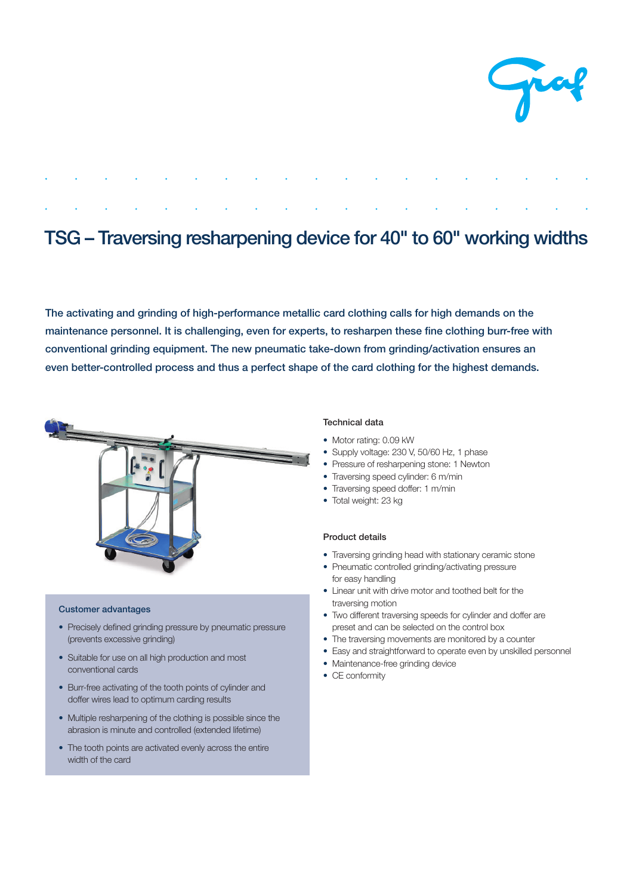# TSG – Traversing resharpening device for 40" to 60" working widths

**The activating and grinding of high-performance metallic card clothing calls for high demands on the maintenance personnel. It is challenging, even for experts, to resharpen these fine clothing burr-free with conventional grinding equipment. The new pneumatic take-down from grinding/activation ensures an even better-controlled process and thus a perfect shape of the card clothing for the highest demands.**

### Customer advantages

- Precisely defined grinding pressure by pneumatic pressure (prevents excessive grinding)
- Suitable for use on all high production and most conventional cards
- Burr-free activating of the tooth points of cylinder and doffer wires lead to optimum carding results
- Multiple resharpening of the clothing is possible since the abrasion is minute and controlled (extended lifetime)
- The tooth points are activated evenly across the entire width of the card

### Technical data

- Motor rating: 0.09 kW
- Supply voltage: 230 V, 50/60 Hz, 1 phase
- Pressure of resharpening stone: 1 Newton
- Traversing speed cylinder: 6 m/min
- Traversing speed doffer: 1 m/min
- Total weight: 23 kg

### Product details

- Traversing grinding head with stationary ceramic stone
- Pneumatic controlled grinding/activating pressure for easy handling
- Linear unit with drive motor and toothed belt for the traversing motion
- Two different traversing speeds for cylinder and doffer are preset and can be selected on the control box
- The traversing movements are monitored by a counter
- Easy and straightforward to operate even by unskilled personnel
- Maintenance-free grinding device
- CE conformity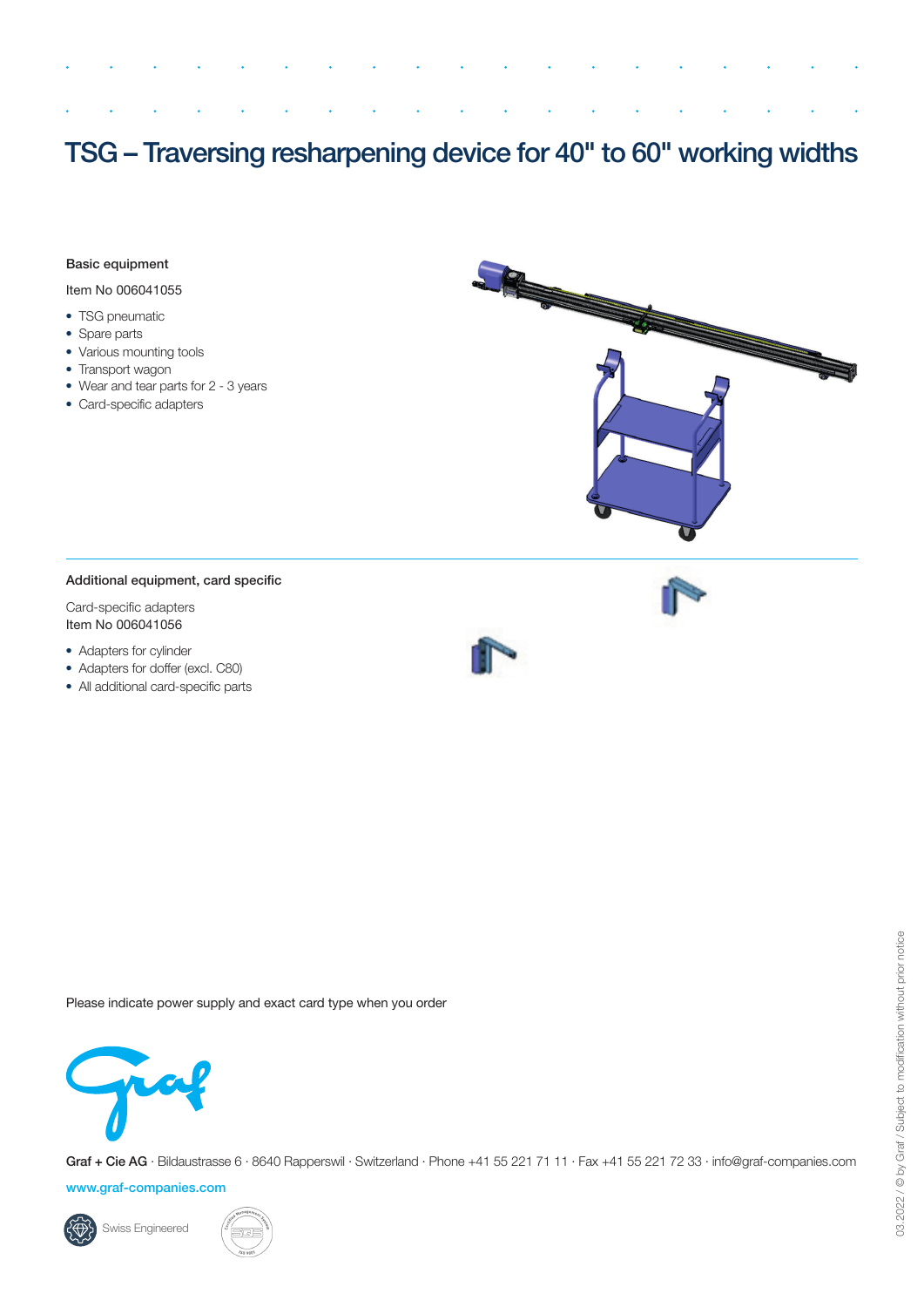# TSG – Traversing resharpening device for 40" to 60" working widths

**Basic equipment**

Item No 006041055

- TSG pneumatic
- Spare parts
- Various mounting tools
- Transport wagon
- Wear and tear parts for 2 - 3 years
- Card-specific adapters

**Additional equipment, card specific**

Card-specific adapters
Item No 006041056

- Adapters for cylinder
- Adapters for doffer (excl. C80)
- All additional card-specific parts

Please indicate power supply and exact card type when you order

**Graf + Cie AG** · Bildaustrasse 6 · 8640 Rapperswil · Switzerland · Phone +41 55 221 71 11 · Fax +41 55 221 72 33 · info@graf-companies.com

www.graf-companies.com

Swiss Engineered

03.2022 / © by Graf / Subject to modification without prior notice